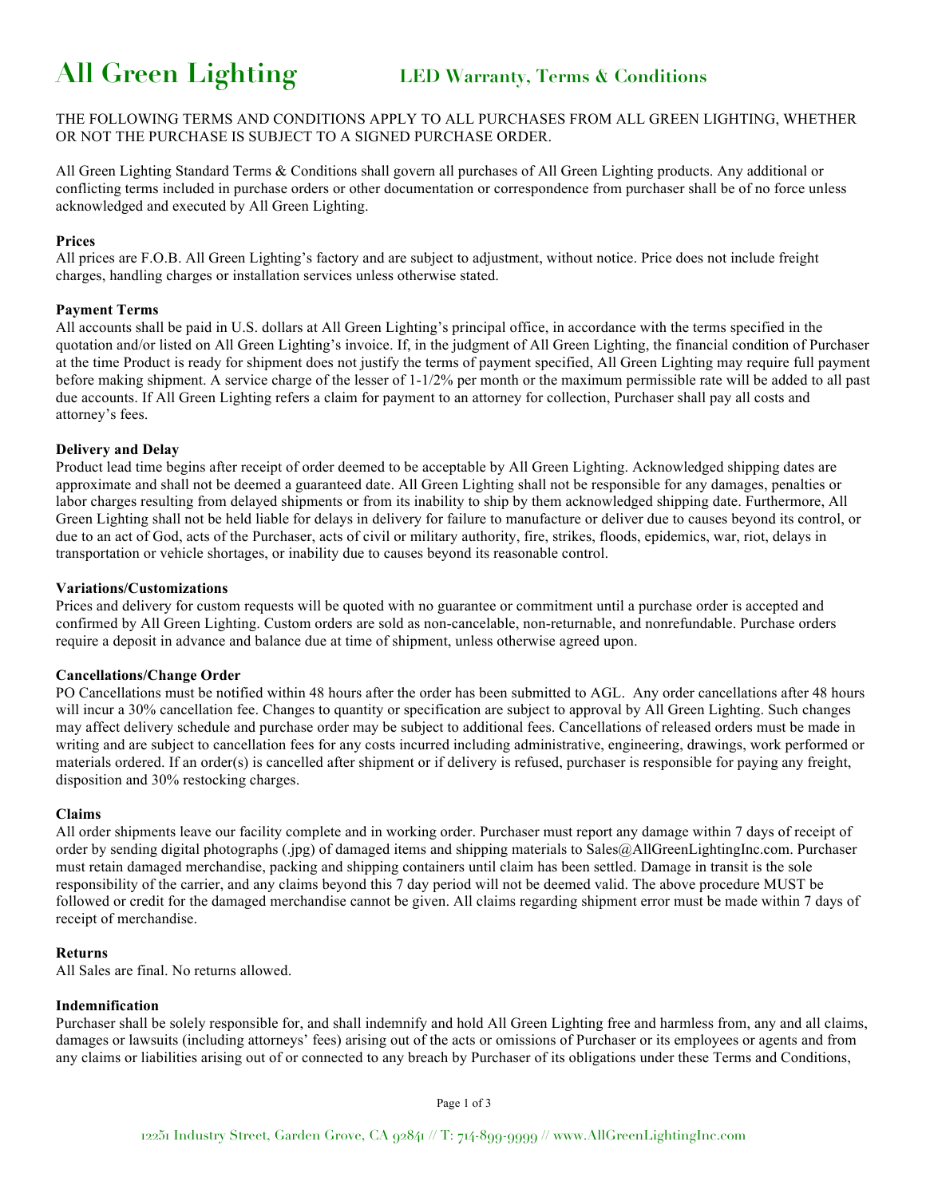# All Green Lighting

## LED Warranty, Terms & Conditions

THE FOLLOWING TERMS AND CONDITIONS APPLY TO ALL PURCHASES FROM ALL GREEN LIGHTING, WHETHER OR NOT THE PURCHASE IS SUBJECT TO A SIGNED PURCHASE ORDER.

All Green Lighting Standard Terms & Conditions shall govern all purchases of All Green Lighting products. Any additional or conflicting terms included in purchase orders or other documentation or correspondence from purchaser shall be of no force unless acknowledged and executed by All Green Lighting.

**Prices**

All prices are F.O.B. All Green Lighting's factory and are subject to adjustment, without notice. Price does not include freight charges, handling charges or installation services unless otherwise stated.

**Payment Terms**

All accounts shall be paid in U.S. dollars at All Green Lighting's principal office, in accordance with the terms specified in the quotation and/or listed on All Green Lighting's invoice. If, in the judgment of All Green Lighting, the financial condition of Purchaser at the time Product is ready for shipment does not justify the terms of payment specified, All Green Lighting may require full payment before making shipment. A service charge of the lesser of 1-1/2% per month or the maximum permissible rate will be added to all past due accounts. If All Green Lighting refers a claim for payment to an attorney for collection, Purchaser shall pay all costs and attorney's fees.

**Delivery and Delay**

Product lead time begins after receipt of order deemed to be acceptable by All Green Lighting. Acknowledged shipping dates are approximate and shall not be deemed a guaranteed date. All Green Lighting shall not be responsible for any damages, penalties or labor charges resulting from delayed shipments or from its inability to ship by them acknowledged shipping date. Furthermore, All Green Lighting shall not be held liable for delays in delivery for failure to manufacture or deliver due to causes beyond its control, or due to an act of God, acts of the Purchaser, acts of civil or military authority, fire, strikes, floods, epidemics, war, riot, delays in transportation or vehicle shortages, or inability due to causes beyond its reasonable control.

**Variations/Customizations**

Prices and delivery for custom requests will be quoted with no guarantee or commitment until a purchase order is accepted and confirmed by All Green Lighting. Custom orders are sold as non-cancelable, non-returnable, and nonrefundable. Purchase orders require a deposit in advance and balance due at time of shipment, unless otherwise agreed upon.

**Cancellations/Change Order**

PO Cancellations must be notified within 48 hours after the order has been submitted to AGL. Any order cancellations after 48 hours will incur a 30% cancellation fee. Changes to quantity or specification are subject to approval by All Green Lighting. Such changes may affect delivery schedule and purchase order may be subject to additional fees. Cancellations of released orders must be made in writing and are subject to cancellation fees for any costs incurred including administrative, engineering, drawings, work performed or materials ordered. If an order(s) is cancelled after shipment or if delivery is refused, purchaser is responsible for paying any freight, disposition and 30% restocking charges.

**Claims**

All order shipments leave our facility complete and in working order. Purchaser must report any damage within 7 days of receipt of order by sending digital photographs (.jpg) of damaged items and shipping materials to Sales@AllGreenLightingInc.com. Purchaser must retain damaged merchandise, packing and shipping containers until claim has been settled. Damage in transit is the sole responsibility of the carrier, and any claims beyond this 7 day period will not be deemed valid. The above procedure MUST be followed or credit for the damaged merchandise cannot be given. All claims regarding shipment error must be made within 7 days of receipt of merchandise.

**Returns**

All Sales are final. No returns allowed.

**Indemnification**

Purchaser shall be solely responsible for, and shall indemnify and hold All Green Lighting free and harmless from, any and all claims, damages or lawsuits (including attorneys' fees) arising out of the acts or omissions of Purchaser or its employees or agents and from any claims or liabilities arising out of or connected to any breach by Purchaser of its obligations under these Terms and Conditions,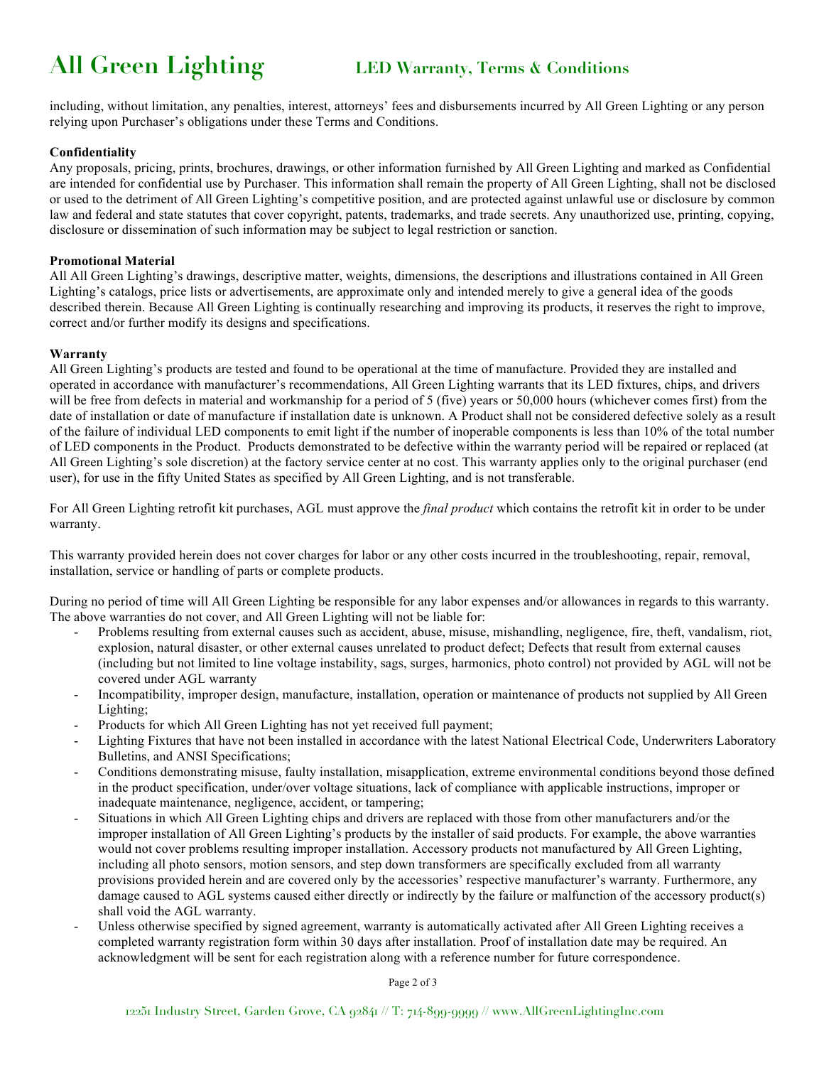including, without limitation, any penalties, interest, attorneys' fees and disbursements incurred by All Green Lighting or any person relying upon Purchaser's obligations under these Terms and Conditions.

**Confidentiality**

Any proposals, pricing, prints, brochures, drawings, or other information furnished by All Green Lighting and marked as Confidential are intended for confidential use by Purchaser. This information shall remain the property of All Green Lighting, shall not be disclosed or used to the detriment of All Green Lighting's competitive position, and are protected against unlawful use or disclosure by common law and federal and state statutes that cover copyright, patents, trademarks, and trade secrets. Any unauthorized use, printing, copying, disclosure or dissemination of such information may be subject to legal restriction or sanction.

**Promotional Material**

All All Green Lighting's drawings, descriptive matter, weights, dimensions, the descriptions and illustrations contained in All Green Lighting's catalogs, price lists or advertisements, are approximate only and intended merely to give a general idea of the goods described therein. Because All Green Lighting is continually researching and improving its products, it reserves the right to improve, correct and/or further modify its designs and specifications.

**Warranty**

All Green Lighting's products are tested and found to be operational at the time of manufacture. Provided they are installed and operated in accordance with manufacturer's recommendations, All Green Lighting warrants that its LED fixtures, chips, and drivers will be free from defects in material and workmanship for a period of 5 (five) years or 50,000 hours (whichever comes first) from the date of installation or date of manufacture if installation date is unknown. A Product shall not be considered defective solely as a result of the failure of individual LED components to emit light if the number of inoperable components is less than 10% of the total number of LED components in the Product. Products demonstrated to be defective within the warranty period will be repaired or replaced (at All Green Lighting's sole discretion) at the factory service center at no cost. This warranty applies only to the original purchaser (end user), for use in the fifty United States as specified by All Green Lighting, and is not transferable.

For All Green Lighting retrofit kit purchases, AGL must approve the *final product* which contains the retrofit kit in order to be under warranty.

This warranty provided herein does not cover charges for labor or any other costs incurred in the troubleshooting, repair, removal, installation, service or handling of parts or complete products.

During no period of time will All Green Lighting be responsible for any labor expenses and/or allowances in regards to this warranty. The above warranties do not cover, and All Green Lighting will not be liable for:

- Problems resulting from external causes such as accident, abuse, misuse, mishandling, negligence, fire, theft, vandalism, riot, explosion, natural disaster, or other external causes unrelated to product defect; Defects that result from external causes (including but not limited to line voltage instability, sags, surges, harmonics, photo control) not provided by AGL will not be covered under AGL warranty
- Incompatibility, improper design, manufacture, installation, operation or maintenance of products not supplied by All Green Lighting;
- Products for which All Green Lighting has not yet received full payment;
- Lighting Fixtures that have not been installed in accordance with the latest National Electrical Code, Underwriters Laboratory Bulletins, and ANSI Specifications;
- Conditions demonstrating misuse, faulty installation, misapplication, extreme environmental conditions beyond those defined in the product specification, under/over voltage situations, lack of compliance with applicable instructions, improper or inadequate maintenance, negligence, accident, or tampering;
- Situations in which All Green Lighting chips and drivers are replaced with those from other manufacturers and/or the improper installation of All Green Lighting's products by the installer of said products. For example, the above warranties would not cover problems resulting improper installation. Accessory products not manufactured by All Green Lighting, including all photo sensors, motion sensors, and step down transformers are specifically excluded from all warranty provisions provided herein and are covered only by the accessories' respective manufacturer's warranty. Furthermore, any damage caused to AGL systems caused either directly or indirectly by the failure or malfunction of the accessory product(s) shall void the AGL warranty.
- Unless otherwise specified by signed agreement, warranty is automatically activated after All Green Lighting receives a completed warranty registration form within 30 days after installation. Proof of installation date may be required. An acknowledgment will be sent for each registration along with a reference number for future correspondence.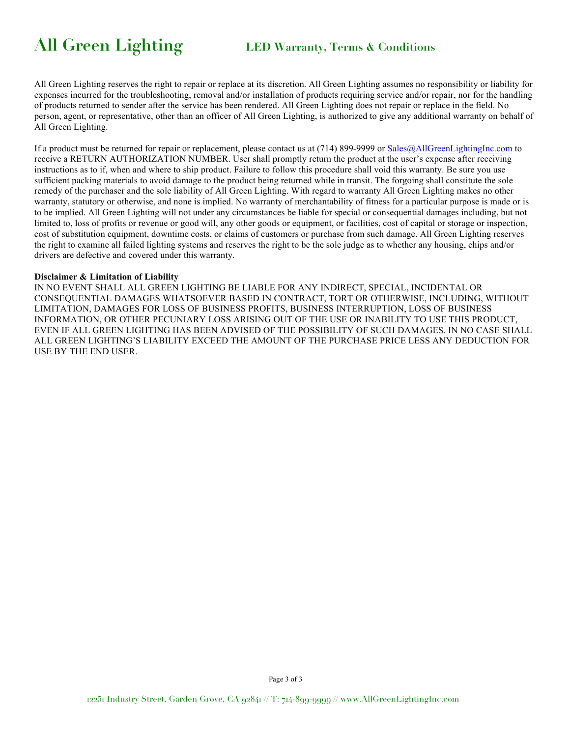# All Green Lighting

## LED Warranty, Terms & Conditions

All Green Lighting reserves the right to repair or replace at its discretion. All Green Lighting assumes no responsibility or liability for expenses incurred for the troubleshooting, removal and/or installation of products requiring service and/or repair, nor for the handling of products returned to sender after the service has been rendered. All Green Lighting does not repair or replace in the field. No person, agent, or representative, other than an officer of All Green Lighting, is authorized to give any additional warranty on behalf of All Green Lighting.

If a product must be returned for repair or replacement, please contact us at (714) 899-9999 or Sales@AllGreenLightingInc.com to receive a RETURN AUTHORIZATION NUMBER. User shall promptly return the product at the user's expense after receiving instructions as to if, when and where to ship product. Failure to follow this procedure shall void this warranty. Be sure you use sufficient packing materials to avoid damage to the product being returned while in transit. The forgoing shall constitute the sole remedy of the purchaser and the sole liability of All Green Lighting. With regard to warranty All Green Lighting makes no other warranty, statutory or otherwise, and none is implied. No warranty of merchantability of fitness for a particular purpose is made or is to be implied. All Green Lighting will not under any circumstances be liable for special or consequential damages including, but not limited to, loss of profits or revenue or good will, any other goods or equipment, or facilities, cost of capital or storage or inspection, cost of substitution equipment, downtime costs, or claims of customers or purchase from such damage. All Green Lighting reserves the right to examine all failed lighting systems and reserves the right to be the sole judge as to whether any housing, chips and/or drivers are defective and covered under this warranty.

**Disclaimer & Limitation of Liability**

IN NO EVENT SHALL ALL GREEN LIGHTING BE LIABLE FOR ANY INDIRECT, SPECIAL, INCIDENTAL OR CONSEQUENTIAL DAMAGES WHATSOEVER BASED IN CONTRACT, TORT OR OTHERWISE, INCLUDING, WITHOUT LIMITATION, DAMAGES FOR LOSS OF BUSINESS PROFITS, BUSINESS INTERRUPTION, LOSS OF BUSINESS INFORMATION, OR OTHER PECUNIARY LOSS ARISING OUT OF THE USE OR INABILITY TO USE THIS PRODUCT, EVEN IF ALL GREEN LIGHTING HAS BEEN ADVISED OF THE POSSIBILITY OF SUCH DAMAGES. IN NO CASE SHALL ALL GREEN LIGHTING'S LIABILITY EXCEED THE AMOUNT OF THE PURCHASE PRICE LESS ANY DEDUCTION FOR USE BY THE END USER.